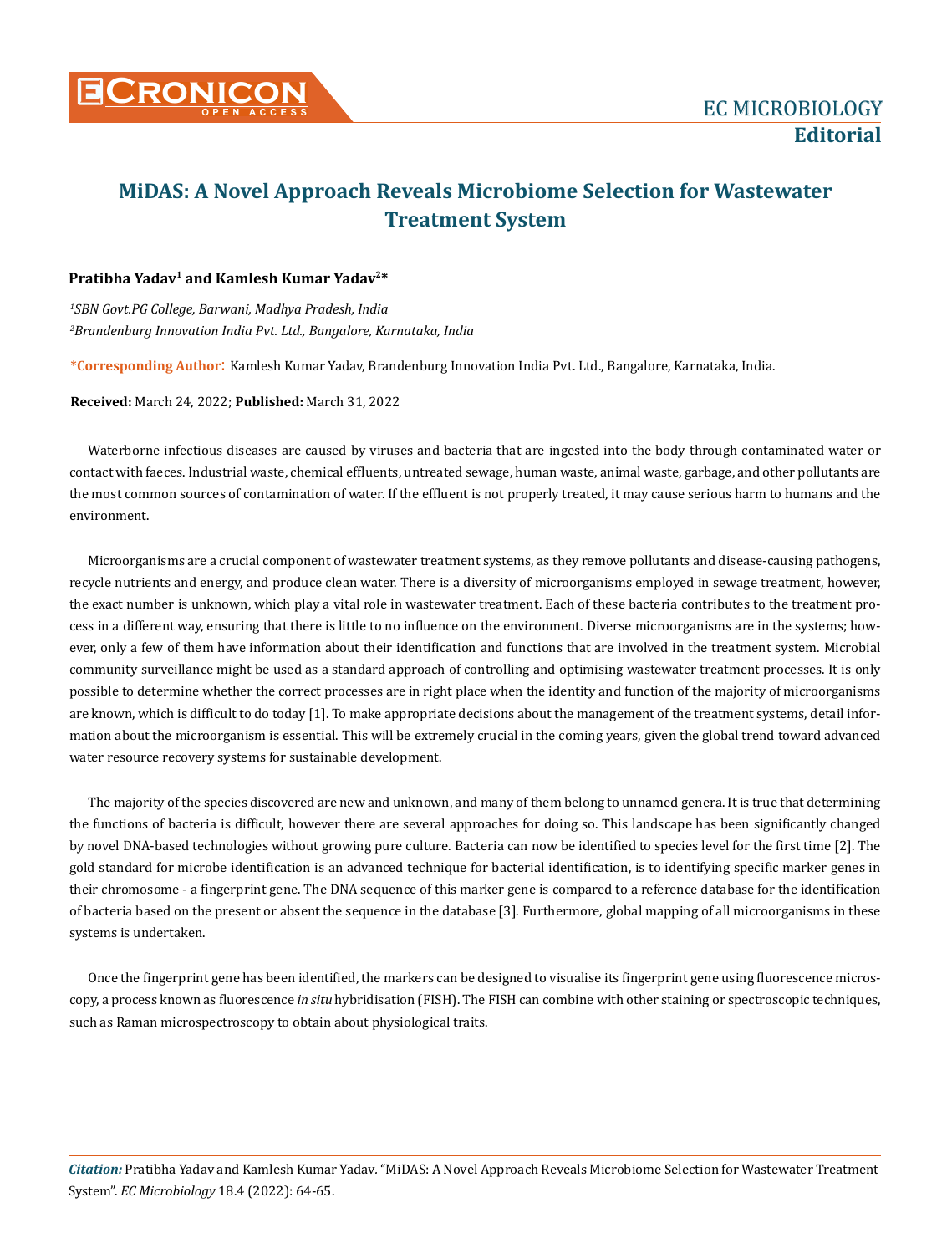# MiDAS: A Novel Approach Reveals Microbiome Selection for Wastewater Treatment System

**Pratibha Yadav[1] and Kamlesh Kumar Yadav[2]***

*[1]SBN Govt.PG College, Barwani, Madhya Pradesh, India*

*[2]Brandenburg Innovation India Pvt. Ltd., Bangalore, Karnataka, India*

**\*Corresponding Author**: Kamlesh Kumar Yadav, Brandenburg Innovation India Pvt. Ltd., Bangalore, Karnataka, India.

**Received:** March 24, 2022; **Published:** March 31, 2022

Waterborne infectious diseases are caused by viruses and bacteria that are ingested into the body through contaminated water or contact with faeces. Industrial waste, chemical effluents, untreated sewage, human waste, animal waste, garbage, and other pollutants are the most common sources of contamination of water. If the effluent is not properly treated, it may cause serious harm to humans and the environment.

Microorganisms are a crucial component of wastewater treatment systems, as they remove pollutants and disease-causing pathogens, recycle nutrients and energy, and produce clean water. There is a diversity of microorganisms employed in sewage treatment, however, the exact number is unknown, which play a vital role in wastewater treatment. Each of these bacteria contributes to the treatment process in a different way, ensuring that there is little to no influence on the environment. Diverse microorganisms are in the systems; however, only a few of them have information about their identification and functions that are involved in the treatment system. Microbial community surveillance might be used as a standard approach of controlling and optimising wastewater treatment processes. It is only possible to determine whether the correct processes are in right place when the identity and function of the majority of microorganisms are known, which is difficult to do today [1]. To make appropriate decisions about the management of the treatment systems, detail information about the microorganism is essential. This will be extremely crucial in the coming years, given the global trend toward advanced water resource recovery systems for sustainable development.

The majority of the species discovered are new and unknown, and many of them belong to unnamed genera. It is true that determining the functions of bacteria is difficult, however there are several approaches for doing so. This landscape has been significantly changed by novel DNA-based technologies without growing pure culture. Bacteria can now be identified to species level for the first time [2]. The gold standard for microbe identification is an advanced technique for bacterial identification, is to identifying specific marker genes in their chromosome - a fingerprint gene. The DNA sequence of this marker gene is compared to a reference database for the identification of bacteria based on the present or absent the sequence in the database [3]. Furthermore, global mapping of all microorganisms in these systems is undertaken.

Once the fingerprint gene has been identified, the markers can be designed to visualise its fingerprint gene using fluorescence microscopy, a process known as fluorescence *in situ* hybridisation (FISH). The FISH can combine with other staining or spectroscopic techniques, such as Raman microspectroscopy to obtain about physiological traits.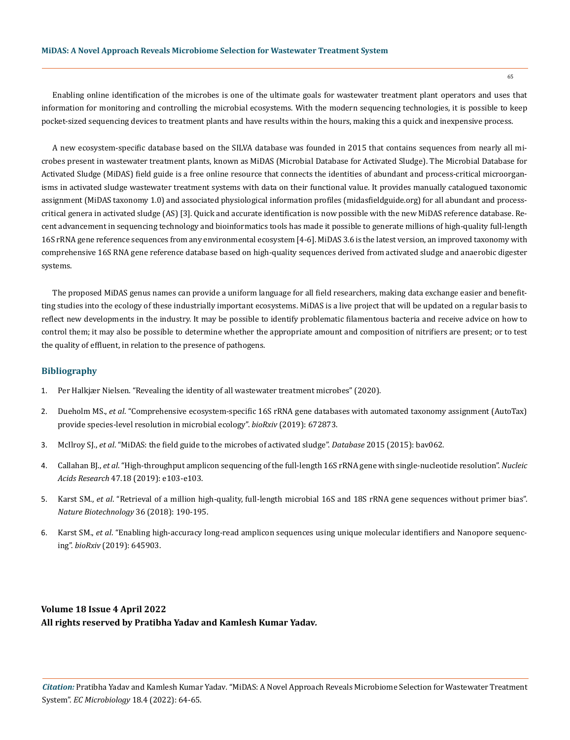Enabling online identification of the microbes is one of the ultimate goals for wastewater treatment plant operators and uses that information for monitoring and controlling the microbial ecosystems. With the modern sequencing technologies, it is possible to keep pocket-sized sequencing devices to treatment plants and have results within the hours, making this a quick and inexpensive process.

A new ecosystem-specific database based on the SILVA database was founded in 2015 that contains sequences from nearly all microbes present in wastewater treatment plants, known as MiDAS (Microbial Database for Activated Sludge). The Microbial Database for Activated Sludge (MiDAS) field guide is a free online resource that connects the identities of abundant and process-critical microorganisms in activated sludge wastewater treatment systems with data on their functional value. It provides manually catalogued taxonomic assignment (MiDAS taxonomy 1.0) and associated physiological information profiles (midasfieldguide.org) for all abundant and process-critical genera in activated sludge (AS) [3]. Quick and accurate identification is now possible with the new MiDAS reference database. Recent advancement in sequencing technology and bioinformatics tools has made it possible to generate millions of high-quality full-length 16S rRNA gene reference sequences from any environmental ecosystem [4-6]. MiDAS 3.6 is the latest version, an improved taxonomy with comprehensive 16S RNA gene reference database based on high-quality sequences derived from activated sludge and anaerobic digester systems.

The proposed MiDAS genus names can provide a uniform language for all field researchers, making data exchange easier and benefitting studies into the ecology of these industrially important ecosystems. MiDAS is a live project that will be updated on a regular basis to reflect new developments in the industry. It may be possible to identify problematic filamentous bacteria and receive advice on how to control them; it may also be possible to determine whether the appropriate amount and composition of nitrifiers are present; or to test the quality of effluent, in relation to the presence of pathogens.

## Bibliography

1. Per Halkjær Nielsen. "Revealing the identity of all wastewater treatment microbes" (2020).
2. Dueholm MS., *et al*. "Comprehensive ecosystem-specific 16S rRNA gene databases with automated taxonomy assignment (AutoTax) provide species-level resolution in microbial ecology". *bioRxiv* (2019): 672873.
3. McIlroy SJ., *et al*. "MiDAS: the field guide to the microbes of activated sludge". *Database* 2015 (2015): bav062.
4. Callahan BJ., *et al*. "High-throughput amplicon sequencing of the full-length 16S rRNA gene with single-nucleotide resolution". *Nucleic Acids Research* 47.18 (2019): e103-e103.
5. Karst SM., *et al*. "Retrieval of a million high-quality, full-length microbial 16S and 18S rRNA gene sequences without primer bias". *Nature Biotechnology* 36 (2018): 190-195.
6. Karst SM., *et al*. "Enabling high-accuracy long-read amplicon sequences using unique molecular identifiers and Nanopore sequencing". *bioRxiv* (2019): 645903.

**Volume 18 Issue 4 April 2022**
**All rights reserved by Pratibha Yadav and Kamlesh Kumar Yadav.**